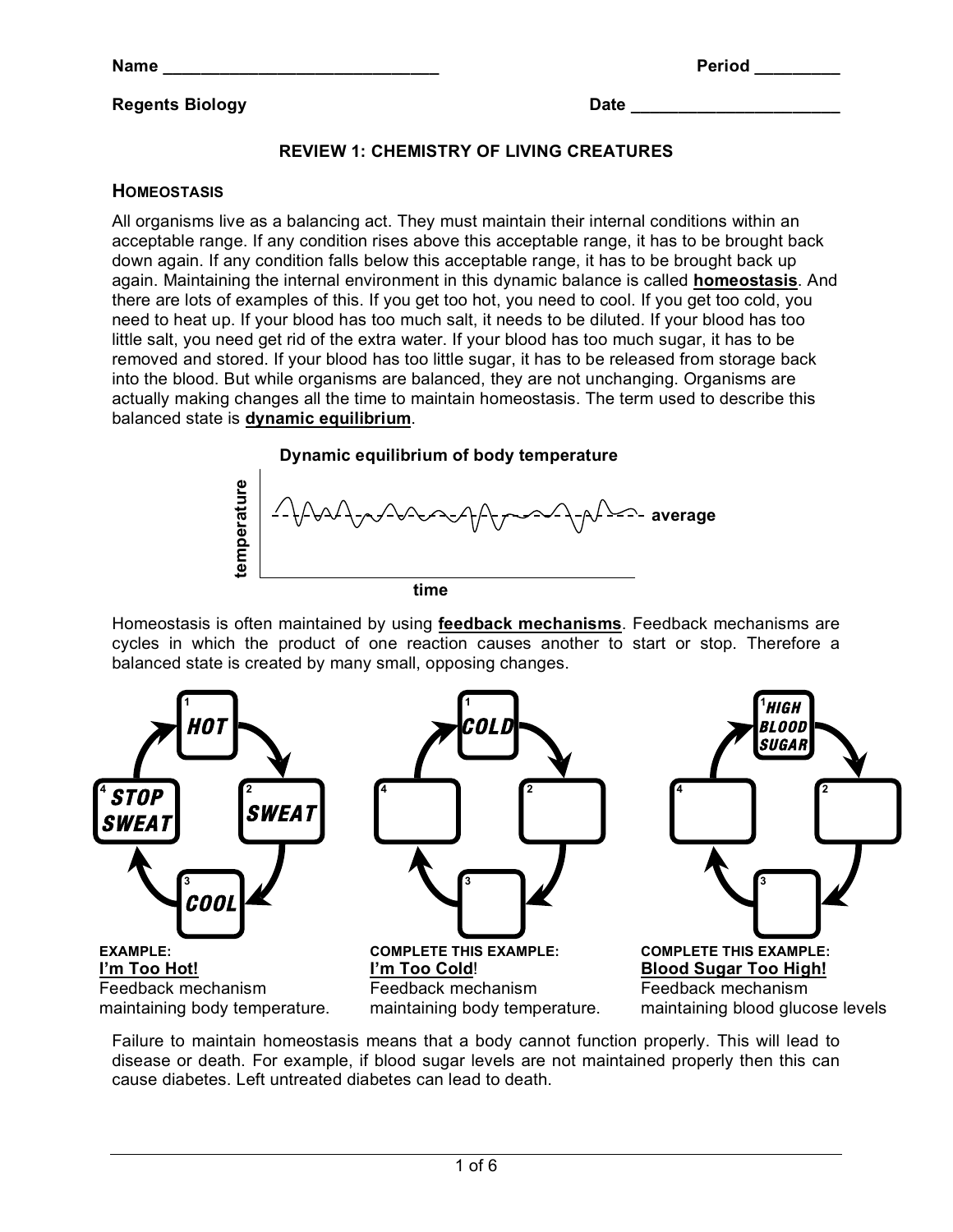Name ______________________________ Period _________

**Regents Biology** Date ______________________

### REVIEW 1: CHEMISTRY OF LIVING CREATURES

## HOMEOSTASIS

All organisms live as a balancing act. They must maintain their internal conditions within an acceptable range. If any condition rises above this acceptable range, it has to be brought back down again. If any condition falls below this acceptable range, it has to be brought back up again. Maintaining the internal environment in this dynamic balance is called **homeostasis**. And there are lots of examples of this. If you get too hot, you need to cool. If you get too cold, you need to heat up. If your blood has too much salt, it needs to be diluted. If your blood has too little salt, you need get rid of the extra water. If your blood has too much sugar, it has to be removed and stored. If your blood has too little sugar, it has to be released from storage back into the blood. But while organisms are balanced, they are not unchanging. Organisms are actually making changes all the time to maintain homeostasis. The term used to describe this balanced state is **dynamic equilibrium**.

**Dynamic equilibrium of body temperature**

temperature — average — time

Homeostasis is often maintained by using **feedback mechanisms**. Feedback mechanisms are cycles in which the product of one reaction causes another to start or stop. Therefore a balanced state is created by many small, opposing changes.

**EXAMPLE:**
**I'm Too Hot!**
Feedback mechanism maintaining body temperature.

1 HOT → 2 SWEAT → 3 COOL → 4 STOP SWEAT

**COMPLETE THIS EXAMPLE:**
**I'm Too Cold!**
Feedback mechanism maintaining body temperature.

1 COLD → 2 ______ → 3 ______ → 4 ______

**COMPLETE THIS EXAMPLE:**
**Blood Sugar Too High!**
Feedback mechanism maintaining blood glucose levels

1 HIGH BLOOD SUGAR → 2 ______ → 3 ______ → 4 ______

Failure to maintain homeostasis means that a body cannot function properly. This will lead to disease or death. For example, if blood sugar levels are not maintained properly then this can cause diabetes. Left untreated diabetes can lead to death.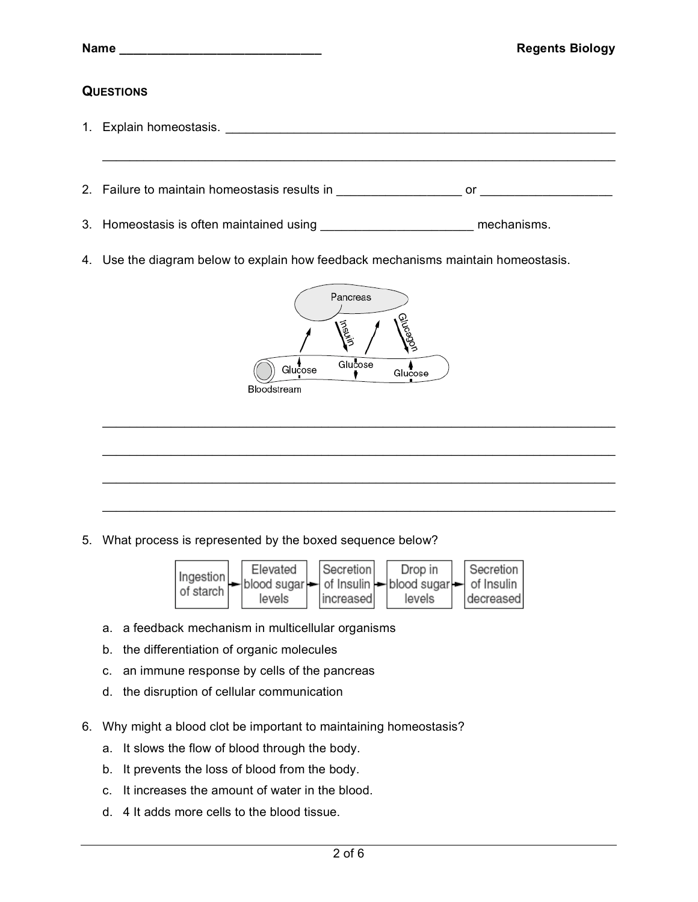Name ______________________________ **Regents Biology**

**QUESTIONS**

1. Explain homeostasis. ____________________________________________________________

   ________________________________________________________________________________

2. Failure to maintain homeostasis results in __________________ or ___________________

3. Homeostasis is often maintained using ______________________ mechanisms.

4. Use the diagram below to explain how feedback mechanisms maintain homeostasis.

   ________________________________________________________________________________

   ________________________________________________________________________________

   ________________________________________________________________________________

   ________________________________________________________________________________

5. What process is represented by the boxed sequence below?

   Ingestion of starch → Elevated blood sugar levels → Secretion of Insulin increased → Drop in blood sugar levels → Secretion of Insulin decreased

   a. a feedback mechanism in multicellular organisms
   b. the differentiation of organic molecules
   c. an immune response by cells of the pancreas
   d. the disruption of cellular communication

6. Why might a blood clot be important to maintaining homeostasis?

   a. It slows the flow of blood through the body.
   b. It prevents the loss of blood from the body.
   c. It increases the amount of water in the blood.
   d. 4 It adds more cells to the blood tissue.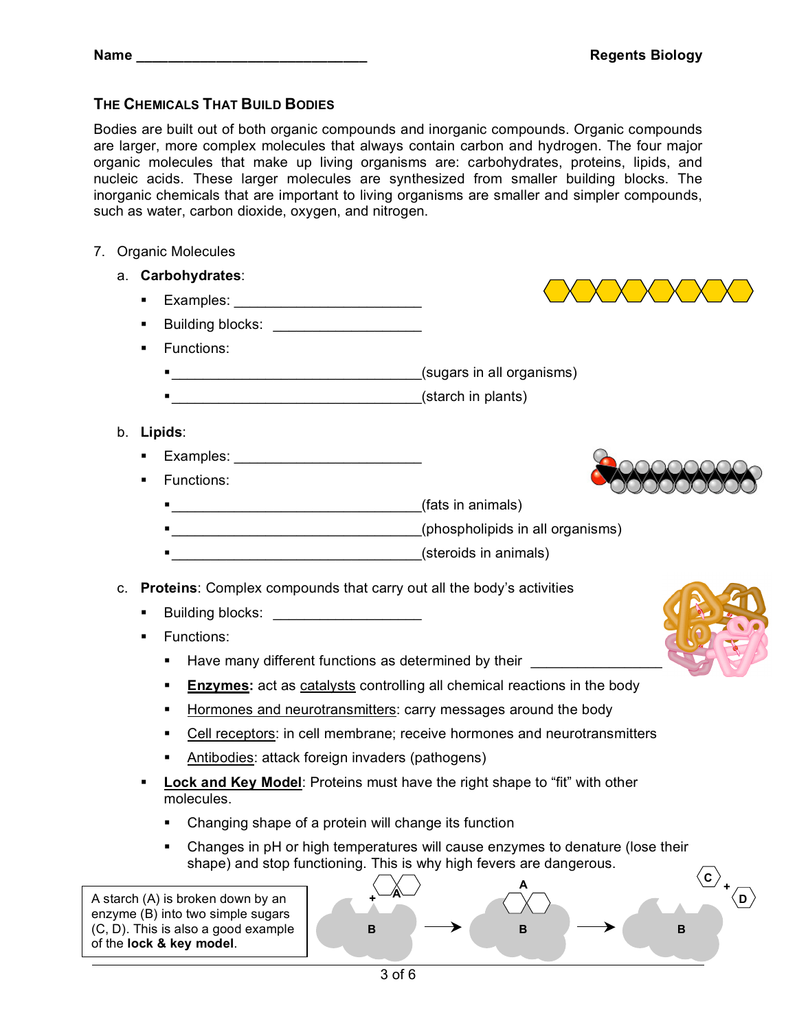Name ______________________________ **Regents Biology**

## THE CHEMICALS THAT BUILD BODIES

Bodies are built out of both organic compounds and inorganic compounds. Organic compounds are larger, more complex molecules that always contain carbon and hydrogen. The four major organic molecules that make up living organisms are: carbohydrates, proteins, lipids, and nucleic acids. These larger molecules are synthesized from smaller building blocks. The inorganic chemicals that are important to living organisms are smaller and simpler compounds, such as water, carbon dioxide, oxygen, and nitrogen.

7. Organic Molecules

   a. **Carbohydrates**:
   - Examples: ______________________
   - Building blocks: __________________
   - Functions:
     - ________________________________(sugars in all organisms)
     - ________________________________(starch in plants)

   b. **Lipids**:
   - Examples: ______________________
   - Functions:
     - ________________________________(fats in animals)
     - ________________________________(phospholipids in all organisms)
     - ________________________________(steroids in animals)

   c. **Proteins**: Complex compounds that carry out all the body's activities
   - Building blocks: __________________
   - Functions:
     - Have many different functions as determined by their ________________
     - **Enzymes:** act as catalysts controlling all chemical reactions in the body
     - Hormones and neurotransmitters: carry messages around the body
     - Cell receptors: in cell membrane; receive hormones and neurotransmitters
     - Antibodies: attack foreign invaders (pathogens)
   - **Lock and Key Model**: Proteins must have the right shape to "fit" with other molecules.
     - Changing shape of a protein will change its function
     - Changes in pH or high temperatures will cause enzymes to denature (lose their shape) and stop functioning. This is why high fevers are dangerous.

A starch (A) is broken down by an enzyme (B) into two simple sugars (C, D). This is also a good example of the **lock & key model**.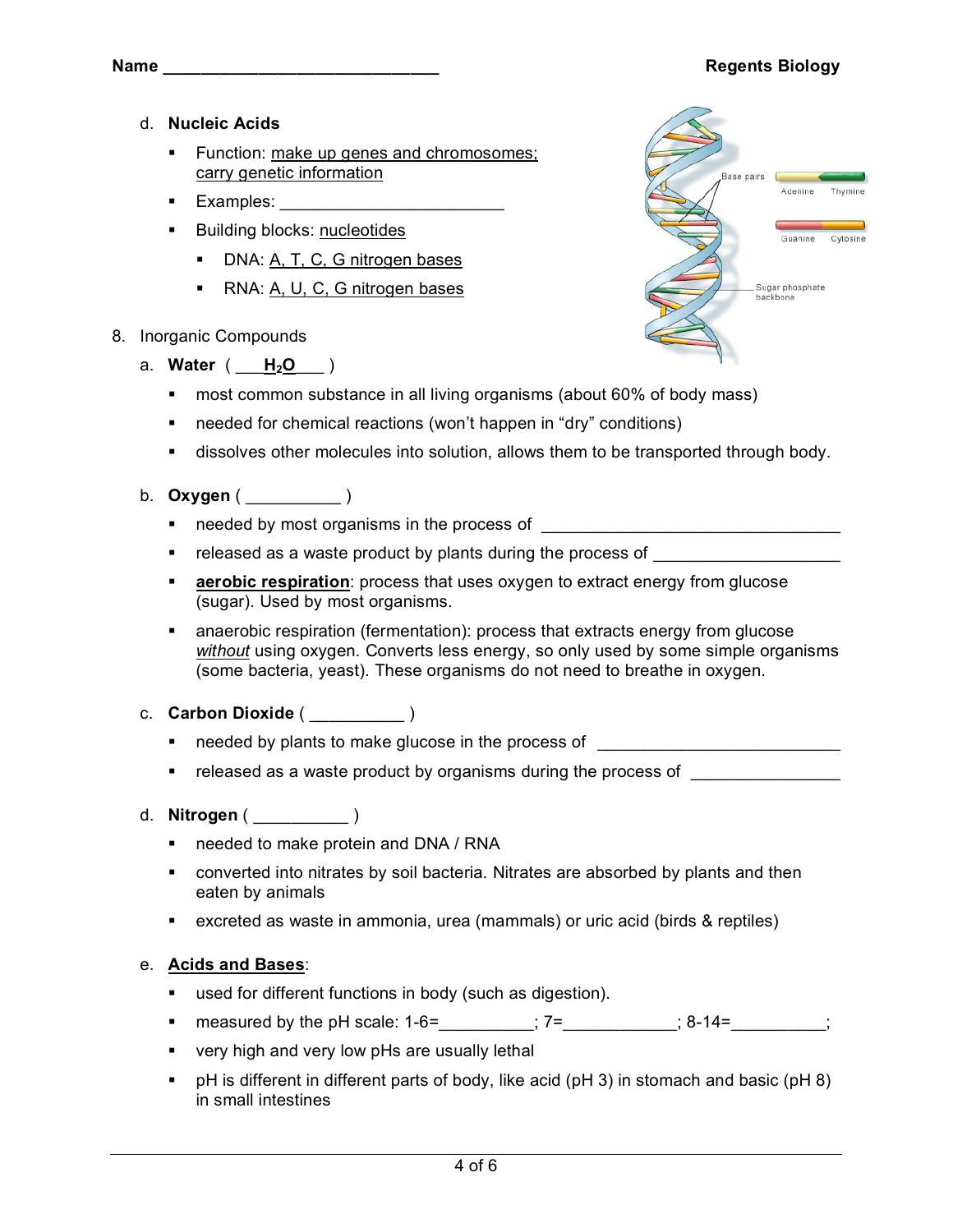d. **Nucleic Acids**

- Function: make up genes and chromosomes; carry genetic information
- Examples: ________________________
- Building blocks: nucleotides
  - DNA: A, T, C, G nitrogen bases
  - RNA: A, U, C, G nitrogen bases

8. Inorganic Compounds

a. **Water** ( ___$H_2O$___ )

- most common substance in all living organisms (about 60% of body mass)
- needed for chemical reactions (won't happen in "dry" conditions)
- dissolves other molecules into solution, allows them to be transported through body.

b. **Oxygen** ( __________ )

- needed by most organisms in the process of ________________________________
- released as a waste product by plants during the process of ___________________
- **aerobic respiration**: process that uses oxygen to extract energy from glucose (sugar). Used by most organisms.
- anaerobic respiration (fermentation): process that extracts energy from glucose *without* using oxygen. Converts less energy, so only used by some simple organisms (some bacteria, yeast). These organisms do not need to breathe in oxygen.

c. **Carbon Dioxide** ( __________ )

- needed by plants to make glucose in the process of __________________________
- released as a waste product by organisms during the process of _______________

d. **Nitrogen** ( __________ )

- needed to make protein and DNA / RNA
- converted into nitrates by soil bacteria. Nitrates are absorbed by plants and then eaten by animals
- excreted as waste in ammonia, urea (mammals) or uric acid (birds & reptiles)

e. **Acids and Bases**:

- used for different functions in body (such as digestion).
- measured by the pH scale: 1-6=__________; 7=____________; 8-14=__________;
- very high and very low pHs are usually lethal
- pH is different in different parts of body, like acid (pH 3) in stomach and basic (pH 8) in small intestines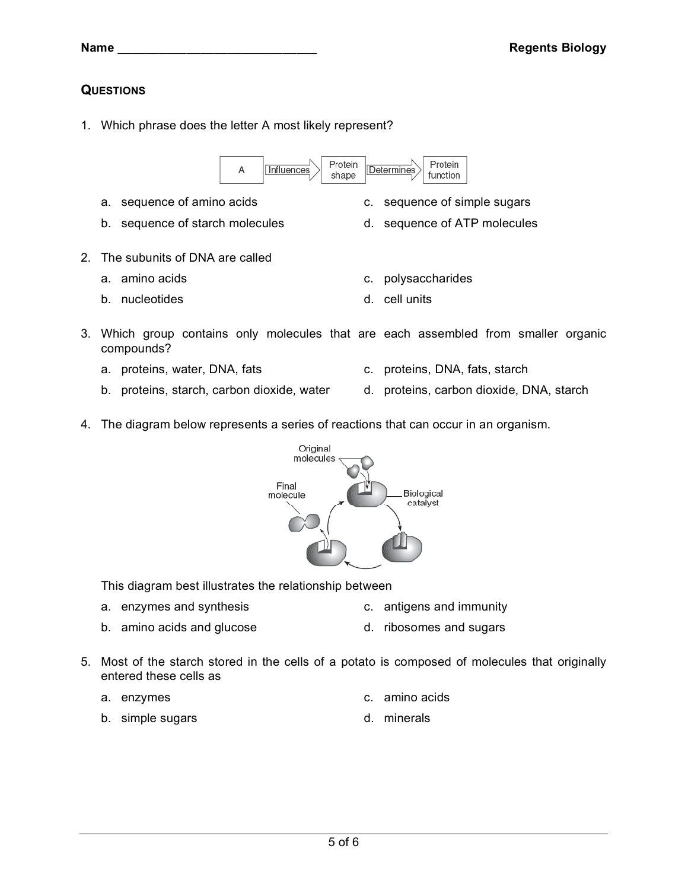**Name ______________________________ Regents Biology**

## QUESTIONS

1. Which phrase does the letter A most likely represent?

   A → Influences → Protein shape → Determines → Protein function

   a. sequence of amino acids
   b. sequence of starch molecules
   c. sequence of simple sugars
   d. sequence of ATP molecules

2. The subunits of DNA are called

   a. amino acids
   b. nucleotides
   c. polysaccharides
   d. cell units

3. Which group contains only molecules that are each assembled from smaller organic compounds?

   a. proteins, water, DNA, fats
   b. proteins, starch, carbon dioxide, water
   c. proteins, DNA, fats, starch
   d. proteins, carbon dioxide, DNA, starch

4. The diagram below represents a series of reactions that can occur in an organism.

   Original molecules — Final molecule — Biological catalyst

   This diagram best illustrates the relationship between

   a. enzymes and synthesis
   b. amino acids and glucose
   c. antigens and immunity
   d. ribosomes and sugars

5. Most of the starch stored in the cells of a potato is composed of molecules that originally entered these cells as

   a. enzymes
   b. simple sugars
   c. amino acids
   d. minerals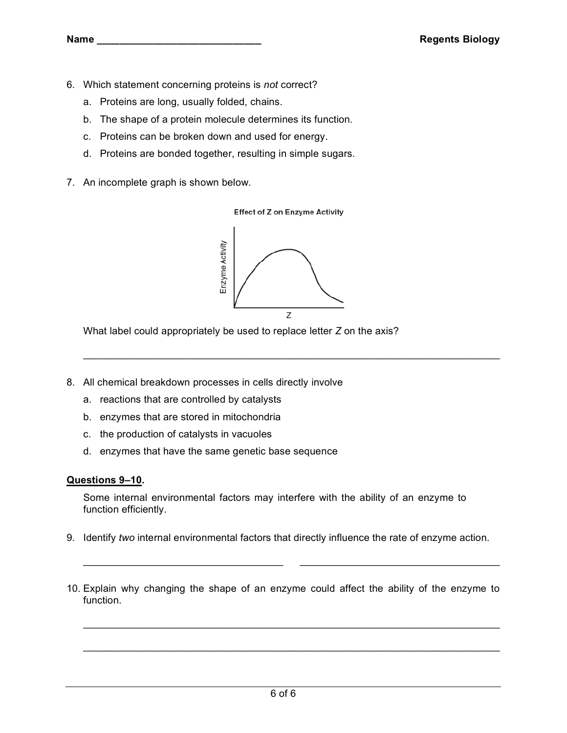Name ______________________________ Regents Biology

6. Which statement concerning proteins is *not* correct?
   a. Proteins are long, usually folded, chains.
   b. The shape of a protein molecule determines its function.
   c. Proteins can be broken down and used for energy.
   d. Proteins are bonded together, resulting in simple sugars.

7. An incomplete graph is shown below.

   Effect of Z on Enzyme Activity

   Enzyme Activity

   Z

   What label could appropriately be used to replace letter *Z* on the axis?

   ______________________________________________________________________________

8. All chemical breakdown processes in cells directly involve
   a. reactions that are controlled by catalysts
   b. enzymes that are stored in mitochondria
   c. the production of catalysts in vacuoles
   d. enzymes that have the same genetic base sequence

**Questions 9–10.**

Some internal environmental factors may interfere with the ability of an enzyme to function efficiently.

9. Identify *two* internal environmental factors that directly influence the rate of enzyme action.

   ____________________________________ ____________________________________

10. Explain why changing the shape of an enzyme could affect the ability of the enzyme to function.

    ______________________________________________________________________________

    ______________________________________________________________________________